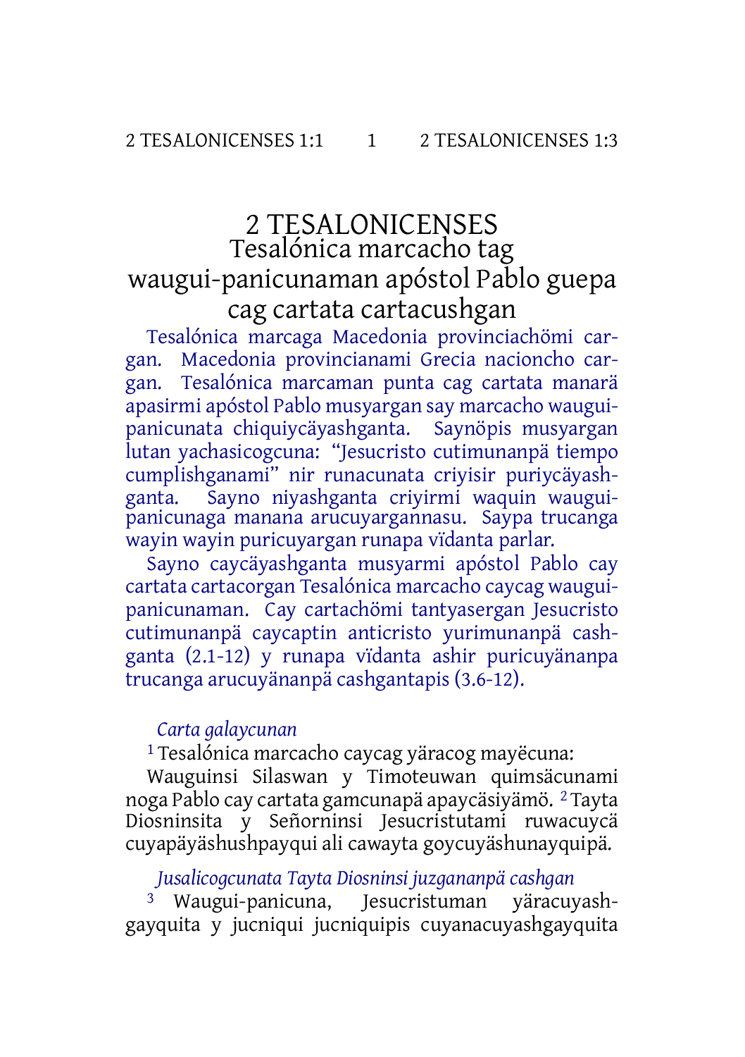# 2 TESALONICENSES

## Tesalónica marcacho tag waugui-panicunaman apóstol Pablo guepa cag cartata cartacushgan

Tesalónica marcaga Macedonia provinciachömi cargan. Macedonia provincianami Grecia nacioncho cargan. Tesalónica marcaman punta cag cartata manarä apasirmi apóstol Pablo musyargan say marcacho waugui-panicunata chiquiycäyashganta. Saynöpis musyargan lutan yachasicogcuna: "Jesucristo cutimunanpä tiempo cumplishganami" nir runacunata criyisir puriycäyashganta. Sayno niyashganta criyirmi waquin waugui-panicunaga manana arucuyargannasu. Saypa trucanga wayin wayin puricuyargan runapa vïdanta parlar.

Sayno caycäyashganta musyarmi apóstol Pablo cay cartata cartacorgan Tesalónica marcacho caycag waugui-panicunaman. Cay cartachömi tantyasergan Jesucristo cutimunanpä caycaptin anticristo yurimunanpä cashganta (2.1-12) y runapa vïdanta ashir puricuyänanpa trucanga arucuyänanpä cashgantapis (3.6-12).

### *Carta galaycunan*

[1] Tesalónica marcacho caycag yäracog mayëcuna:

Wauguinsi Silaswan y Timoteuwan quimsäcunami noga Pablo cay cartata gamcunapä apaycäsiyämö. [2] Tayta Diosninsita y Señorninsi Jesucristutami ruwacuycä cuyapäyäshushpayqui ali cawayta goycuyäshunayquipä.

### *Jusalicogcunata Tayta Diosninsi juzgananpä cashgan*

[3] Waugui-panicuna, Jesucristuman yäracuyashgayquita y jucniqui jucniquipis cuyanacuyashgayquita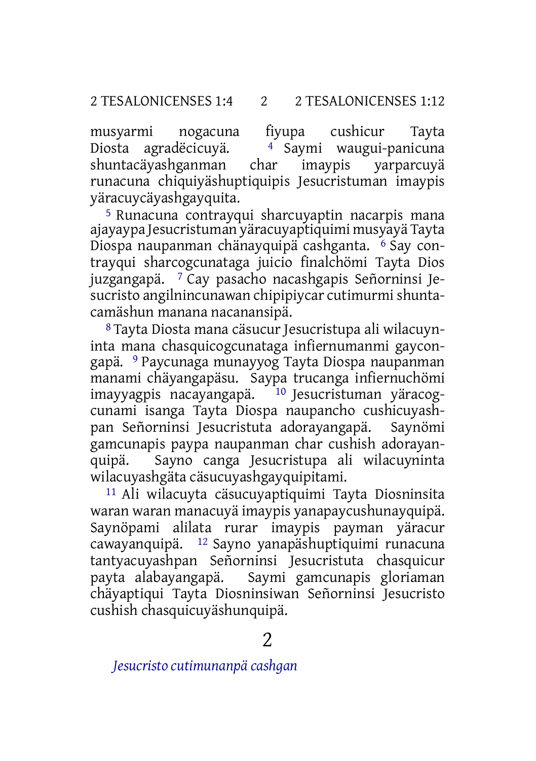musyarmi nogacuna fiyupa cushicur Tayta Diosta agradëcicuyä. [4] Saymi waugui-panicuna shuntacäyashganman char imaypis yarparcuyä runacuna chiquiyäshuptiquipis Jesucristuman imaypis yäracuycäyashgayquita.

[5] Runacuna contrayqui sharcuyaptin nacarpis mana ajayaypa Jesucristuman yäracuyaptiquimi musyayä Tayta Diospa naupanman chänayquipä cashganta. [6] Say contrayqui sharcogcunataga juicio finalchömi Tayta Dios juzgangapä. [7] Cay pasacho nacashgapis Señorninsi Jesucristo angilnincunawan chipipiycar cutimurmi shuntacamäshun manana nacanansipä.

[8] Tayta Diosta mana cäsucur Jesucristupa ali wilacuyninta mana chasquicogcunataga infiernumanmi gaycongapä. [9] Paycunaga munayyog Tayta Diospa naupanman manami chäyangapäsu. Saypa trucanga infiernuchömi imayyagpis nacayangapä. [10] Jesucristuman yäracogcunami isanga Tayta Diospa naupancho cushicuyashpan Señorninsi Jesucristuta adorayangapä. Saynömi gamcunapis paypa naupanman char cushish adorayanquipä. Sayno canga Jesucristupa ali wilacuyninta wilacuyashgäta cäsucuyashgayquipitami.

[11] Ali wilacuyta cäsucuyaptiquimi Tayta Diosninsita waran waran manacuyä imaypis yanapaycushunayquipä. Saynöpami alilata rurar imaypis payman yäracur cawayanquipä. [12] Sayno yanapäshuptiquimi runacuna tantyacuyashpan Señorninsi Jesucristuta chasquicur payta alabayangapä. Saymi gamcunapis gloriaman chäyaptiqui Tayta Diosninsiwan Señorninsi Jesucristo cushish chasquicuyäshunquipä.

# 2

*Jesucristo cutimunanpä cashgan*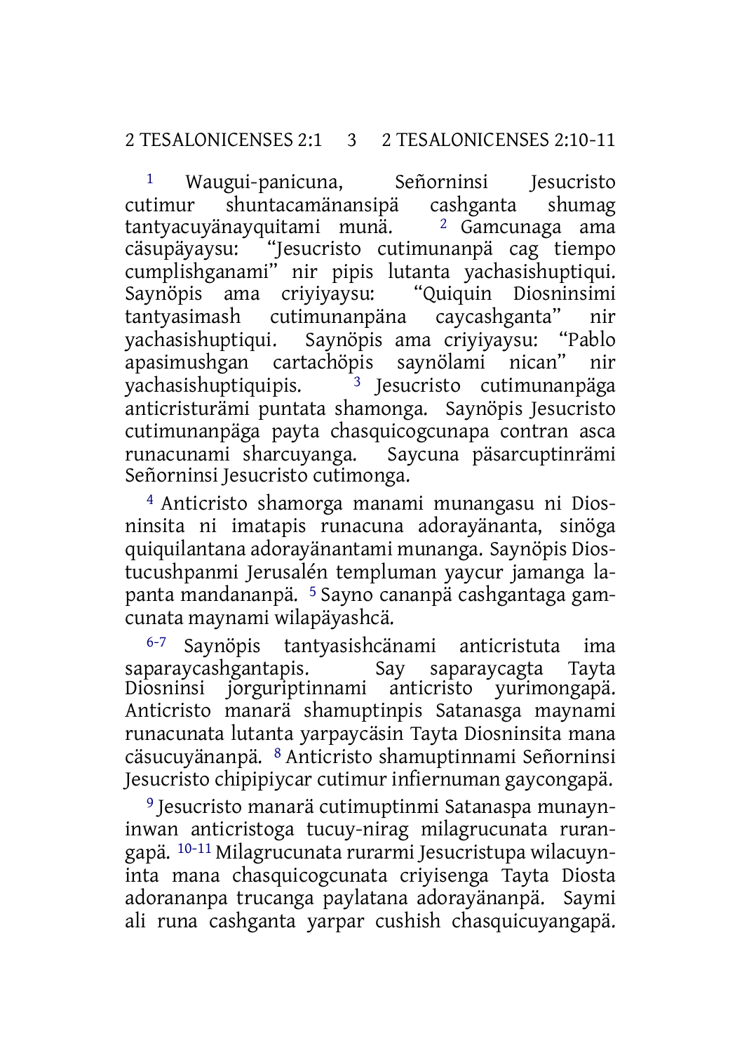[1] Waugui-panicuna, Señorninsi Jesucristo cutimur shuntacamänansipä cashganta shumag tantyacuyänayquitami munä. [2] Gamcunaga ama cäsupäyaysu: "Jesucristo cutimunanpä cag tiempo cumplishganami" nir pipis lutanta yachasishuptiqui. Saynöpis ama criyiyaysu: "Quiquin Diosninsimi tantyasimash cutimunanpäna caycashganta" nir yachasishuptiqui. Saynöpis ama criyiyaysu: "Pablo apasimushgan cartachöpis saynölami nican" nir yachasishuptiquipis. [3] Jesucristo cutimunanpäga anticristurämi puntata shamonga. Saynöpis Jesucristo cutimunanpäga payta chasquicogcunapa contran asca runacunami sharcuyanga. Saycuna päsarcuptinrämi Señorninsi Jesucristo cutimonga.

[4] Anticristo shamorga manami munangasu ni Diosninsita ni imatapis runacuna adorayänanta, sinöga quiquilantana adorayänantami munanga. Saynöpis Diostucushpanmi Jerusalén templuman yaycur jamanga lapanta mandananpä. [5] Sayno cananpä cashgantaga gamcunata maynami wilapäyashcä.

[6-7] Saynöpis tantyasishcänami anticristuta ima saparaycashgantapis. Say saparaycagta Tayta Diosninsi jorguriptinnami anticristo yurimongapä. Anticristo manarä shamuptinpis Satanasga maynami runacunata lutanta yarpaycäsin Tayta Diosninsita mana cäsucuyänanpä. [8] Anticristo shamuptinnami Señorninsi Jesucristo chipipiycar cutimur infiernuman gaycongapä.

[9] Jesucristo manarä cutimuptinmi Satanaspa munayninwan anticristoga tucuy-nirag milagrucunata rurangapä. [10-11] Milagrucunata rurarmi Jesucristupa wilacuyninta mana chasquicogcunata criyisenga Tayta Diosta adorananpa trucanga paylatana adorayänanpä. Saymi ali runa cashganta yarpar cushish chasquicuyangapä.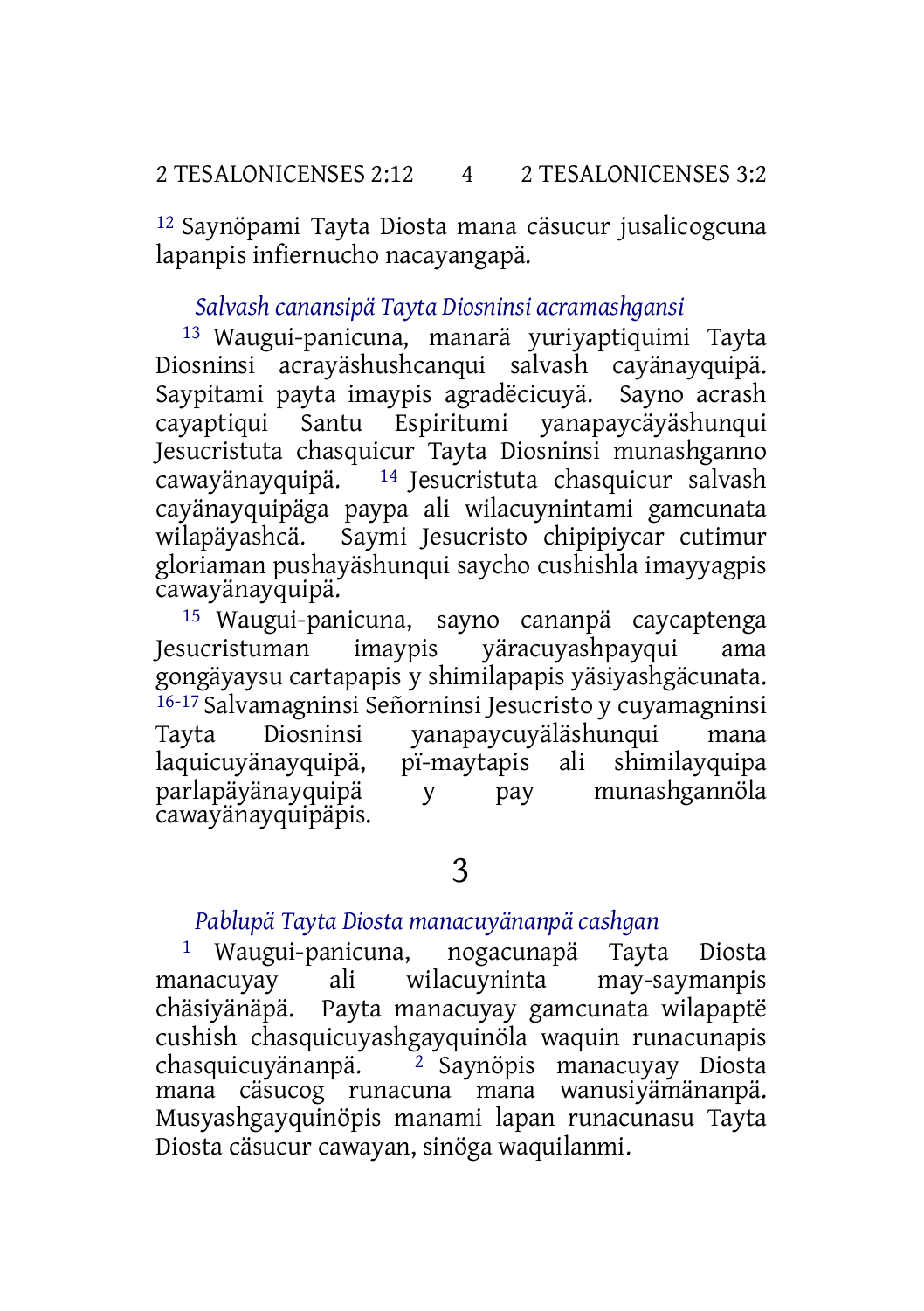[12] Saynöpami Tayta Diosta mana cäsucur jusalicogcuna lapanpis infiernucho nacayangapä.

### *Salvash canansipä Tayta Diosninsi acramashgansi*

[13] Waugui-panicuna, manarä yuriyaptiquimi Tayta Diosninsi acrayäshushcanqui salvash cayänayquipä. Saypitami payta imaypis agradëcicuyä. Sayno acrash cayaptiqui Santu Espiritumi yanapaycäyäshunqui Jesucristuta chasquicur Tayta Diosninsi munashganno cawayänayquipä. [14] Jesucristuta chasquicur salvash cayänayquipäga paypa ali wilacuynintami gamcunata wilapäyashcä. Saymi Jesucristo chipipiycar cutimur gloriaman pushayäshunqui saycho cushishla imayyagpis cawayänayquipä.

[15] Waugui-panicuna, sayno cananpä caycaptenga Jesucristuman imaypis yäracuyashpayqui ama gongäyaysu cartapapis y shimilapapis yäsiyashgäcunata.
[16-17] Salvamagninsi Señorninsi Jesucristo y cuyamagninsi Tayta Diosninsi yanapaycuyäläshunqui mana laquicuyänayquipä, pï-maytapis ali shimilayquipa parlapäyänayquipä y pay munashgannöla cawayänayquipäpis.

# 3

### *Pablupä Tayta Diosta manacuyänanpä cashgan*

[1] Waugui-panicuna, nogacunapä Tayta Diosta manacuyay ali wilacuyninta may-saymanpis chäsiyänäpä. Payta manacuyay gamcunata wilapaptë cushish chasquicuyashgayquinöla waquin runacunapis chasquicuyänanpä. [2] Saynöpis manacuyay Diosta mana cäsucog runacuna mana wanusiyämänanpä. Musyashgayquinöpis manami lapan runacunasu Tayta Diosta cäsucur cawayan, sinöga waquilanmi.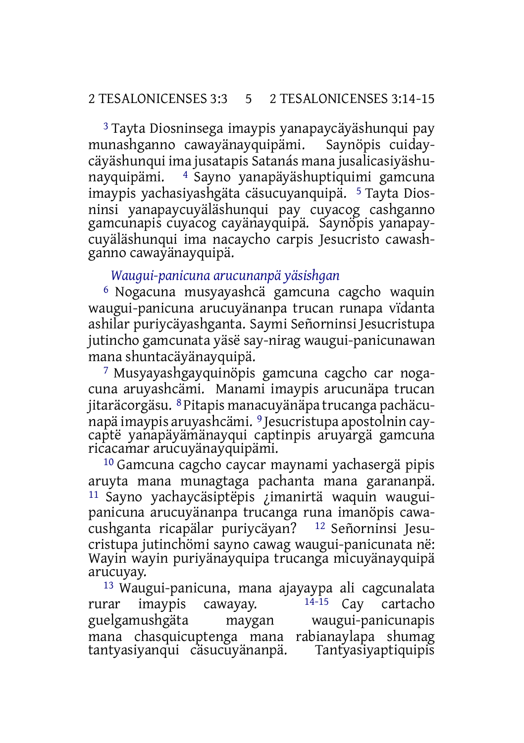[3] Tayta Diosninsega imaypis yanapaycäyäshunqui pay munashganno cawayänayquipämi. Saynöpis cuidaycäyäshunqui ima jusatapis Satanás mana jusalicasiyäshunayquipämi. [4] Sayno yanapäyäshuptiquimi gamcuna imaypis yachasiyashgäta cäsucuyanquipä. [5] Tayta Diosninsi yanapaycuyäläshunqui pay cuyacog cashganno gamcunapis cuyacog cayänayquipä. Saynöpis yanapaycuyäläshunqui ima nacaycho carpis Jesucristo cawashganno cawayänayquipä.

*Waugui-panicuna arucunanpä yäsishgan*

[6] Nogacuna musyayashcä gamcuna cagcho waquin waugui-panicuna arucuyänanpa trucan runapa vïdanta ashilar puriycäyashganta. Saymi Señorninsi Jesucristupa jutincho gamcunata yäsë say-nirag waugui-panicunawan mana shuntacäyänayquipä.

[7] Musyayashgayquinöpis gamcuna cagcho car nogacuna aruyashcämi. Manami imaypis arucunäpa trucan jitaräcorgäsu. [8] Pitapis manacuyänäpa trucanga pachäcunapä imaypis aruyashcämi. [9] Jesucristupa apostolnin caycaptë yanapäyämänayqui captinpis aruyargä gamcuna ricacamar arucuyänayquipämi.

[10] Gamcuna cagcho caycar maynami yachasergä pipis aruyta mana munagtaga pachanta mana garananpä. [11] Sayno yachaycäsiptëpis ¿imanirtä waquin waugui-panicuna arucuyänanpa trucanga runa imanöpis cawacushganta ricapälar puriycäyan? [12] Señorninsi Jesucristupa jutinchömi sayno cawag waugui-panicunata në: Wayin wayin puriyänayquipa trucanga micuyänayquipä arucuyay.

[13] Waugui-panicuna, mana ajayaypa ali cagcunalata rurar imaypis cawayay. [14-15] Cay cartacho guelgamushgäta maygan waugui-panicunapis mana chasquicuptenga mana rabianaylapa shumag tantyasiyanqui cäsucuyänanpä. Tantyasiyaptiquipis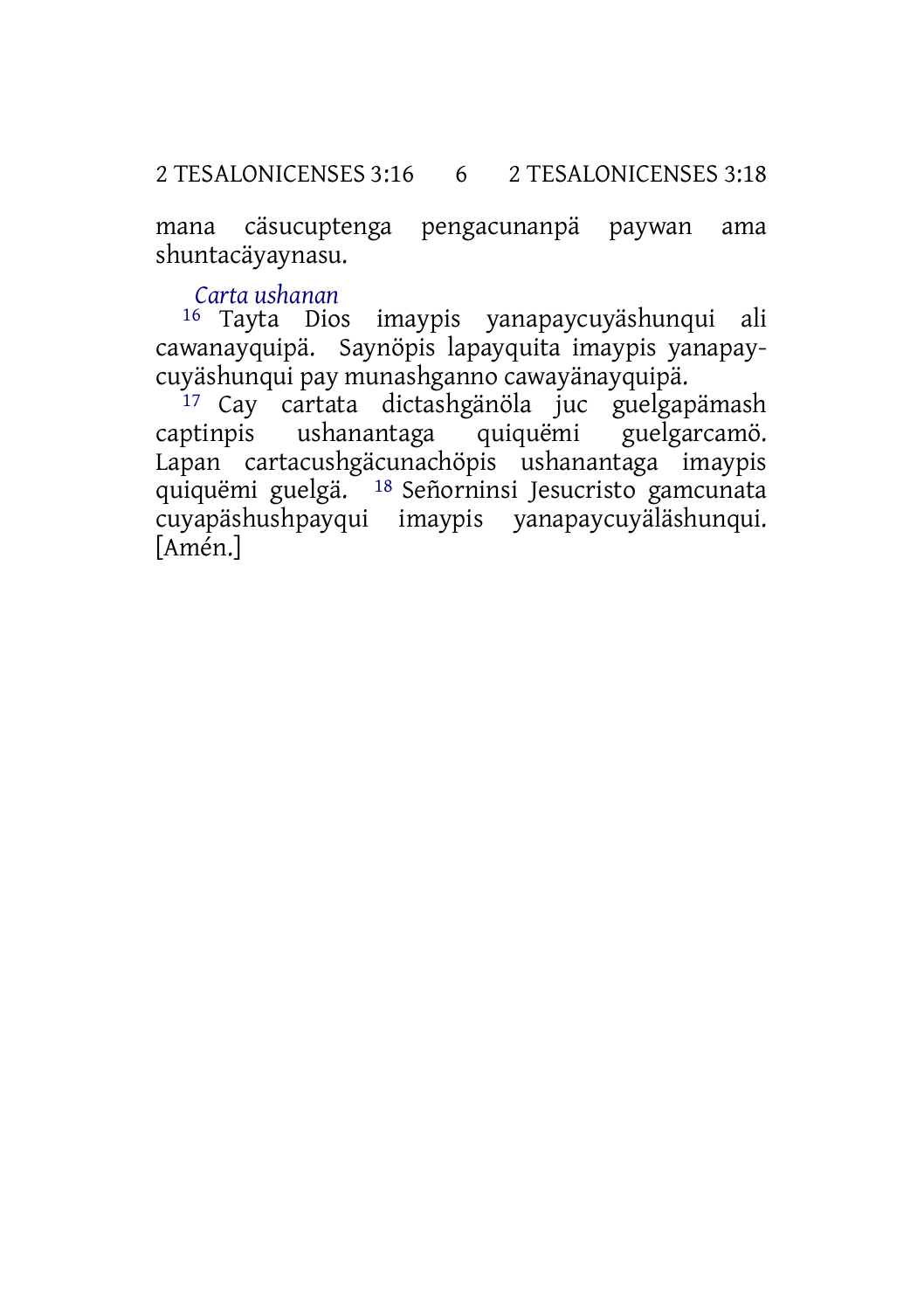mana cäsucuptenga pengacunanpä paywan ama shuntacäyaynasu.

*Carta ushanan*

16 Tayta Dios imaypis yanapaycuyäshunqui ali cawanayquipä. Saynöpis lapayquita imaypis yanapaycuyäshunqui pay munashganno cawayänayquipä.

17 Cay cartata dictashgänöla juc guelgapämash captinpis ushanantaga quiquëmi guelgarcamö. Lapan cartacushgäcunachöpis ushanantaga imaypis quiquëmi guelgä. 18 Señorninsi Jesucristo gamcunata cuyapäshushpayqui imaypis yanapaycuyäläshunqui. [Amén.]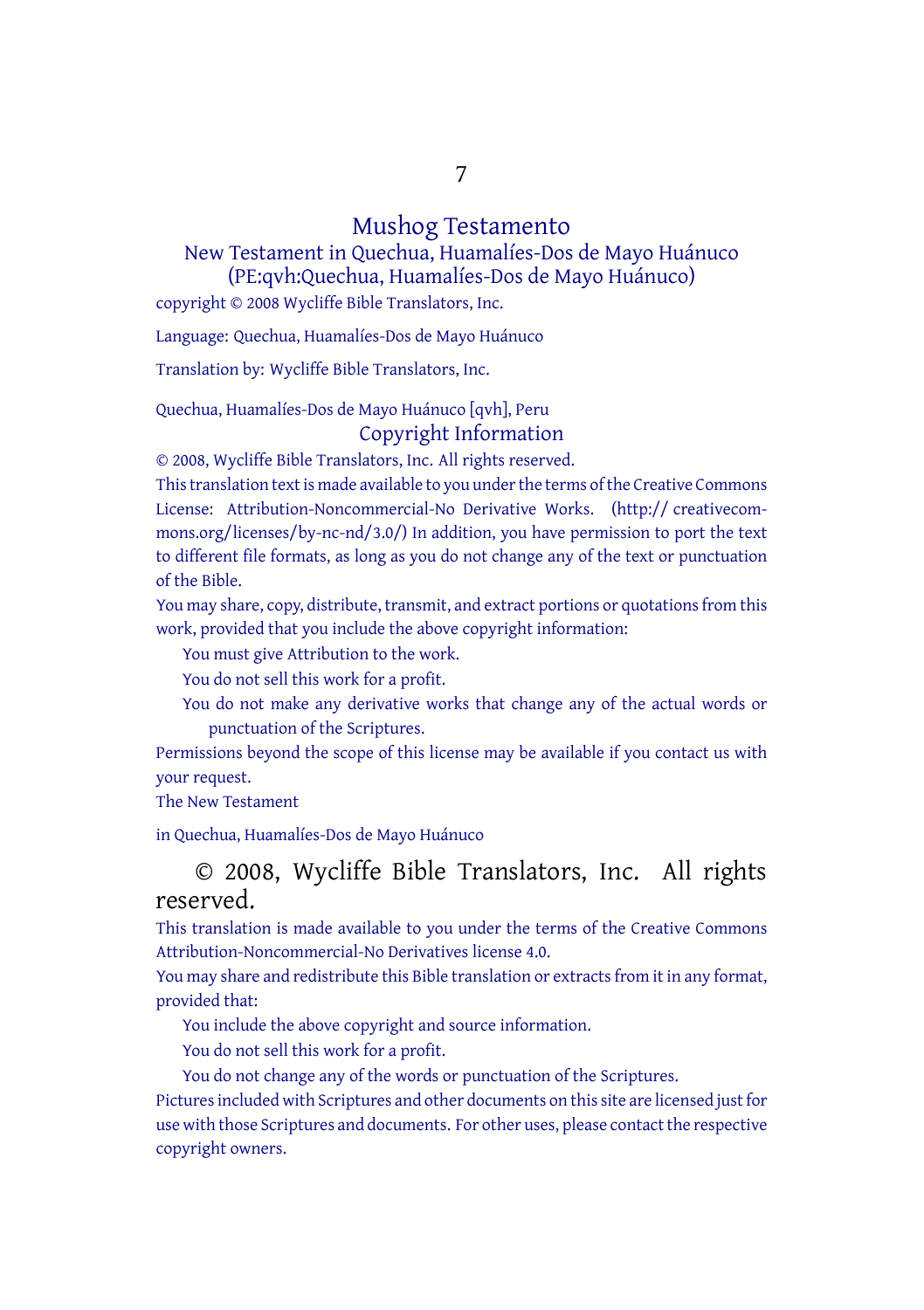# Mushog Testamento

## New Testament in Quechua, Huamalíes-Dos de Mayo Huánuco (PE:qvh:Quechua, Huamalíes-Dos de Mayo Huánuco)

copyright © 2008 Wycliffe Bible Translators, Inc.

Language: Quechua, Huamalíes-Dos de Mayo Huánuco

Translation by: Wycliffe Bible Translators, Inc.

Quechua, Huamalíes-Dos de Mayo Huánuco [qvh], Peru

## Copyright Information

© 2008, Wycliffe Bible Translators, Inc. All rights reserved.

This translation text is made available to you under the terms of the Creative Commons License: Attribution-Noncommercial-No Derivative Works. (http:// creativecommons.org/licenses/by-nc-nd/3.0/) In addition, you have permission to port the text to different file formats, as long as you do not change any of the text or punctuation of the Bible.

You may share, copy, distribute, transmit, and extract portions or quotations from this work, provided that you include the above copyright information:

You must give Attribution to the work.

You do not sell this work for a profit.

You do not make any derivative works that change any of the actual words or punctuation of the Scriptures.

Permissions beyond the scope of this license may be available if you contact us with your request.

The New Testament

in Quechua, Huamalíes-Dos de Mayo Huánuco

© 2008, Wycliffe Bible Translators, Inc. All rights reserved.

This translation is made available to you under the terms of the Creative Commons Attribution-Noncommercial-No Derivatives license 4.0.

You may share and redistribute this Bible translation or extracts from it in any format, provided that:

You include the above copyright and source information.

You do not sell this work for a profit.

You do not change any of the words or punctuation of the Scriptures.

Pictures included with Scriptures and other documents on this site are licensed just for use with those Scriptures and documents. For other uses, please contact the respective copyright owners.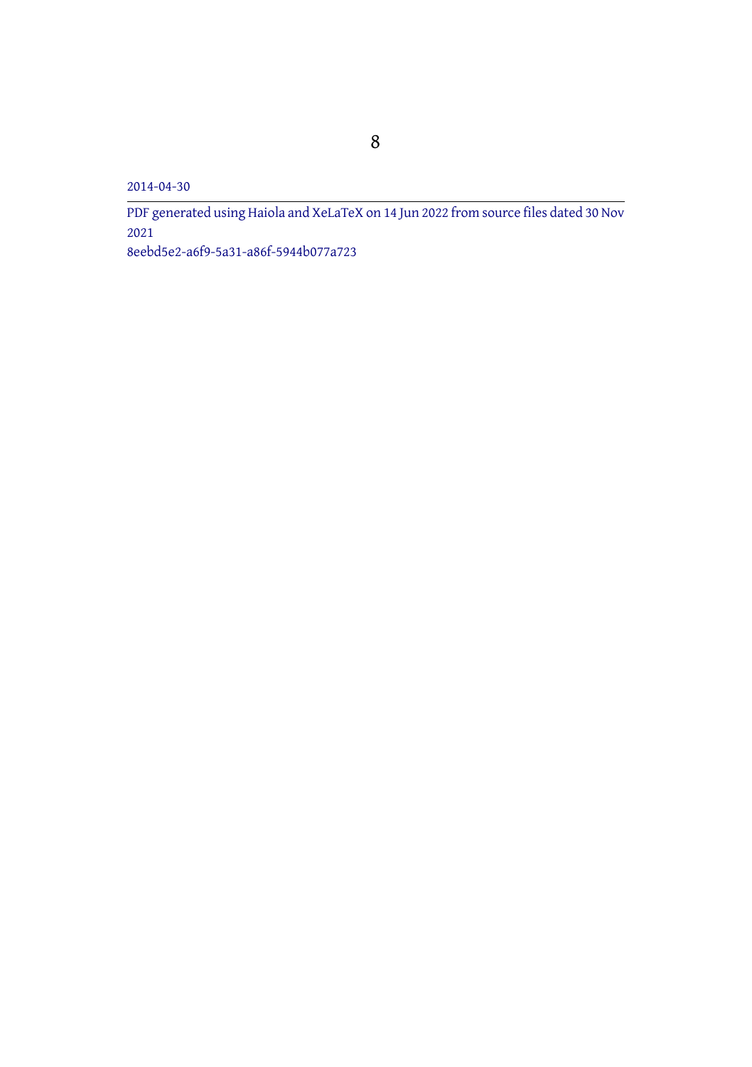2014-04-30

---

PDF generated using Haiola and XeLaTeX on 14 Jun 2022 from source files dated 30 Nov 2021

8eebd5e2-a6f9-5a31-a86f-5944b077a723